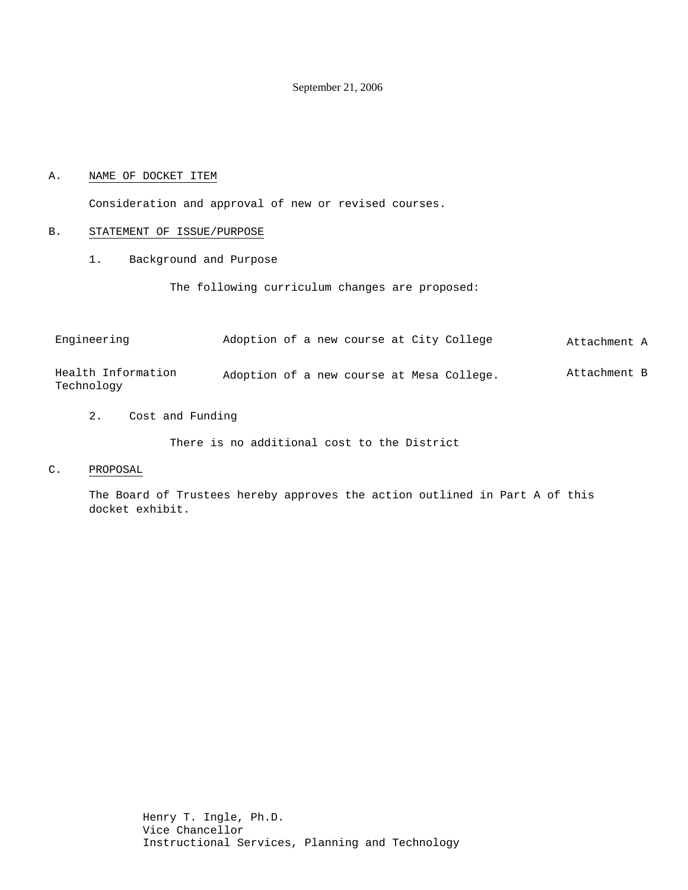September 21, 2006

A. NAME OF DOCKET ITEM

Consideration and approval of new or revised courses.

B. STATEMENT OF ISSUE/PURPOSE

1. Background and Purpose

The following curriculum changes are proposed:

| | | |
|---|---|---|
| Engineering | Adoption of a new course at City College | Attachment A |
| Health Information Technology | Adoption of a new course at Mesa College. | Attachment B |

2. Cost and Funding

There is no additional cost to the District

C. PROPOSAL

The Board of Trustees hereby approves the action outlined in Part A of this docket exhibit.

Henry T. Ingle, Ph.D.
Vice Chancellor
Instructional Services, Planning and Technology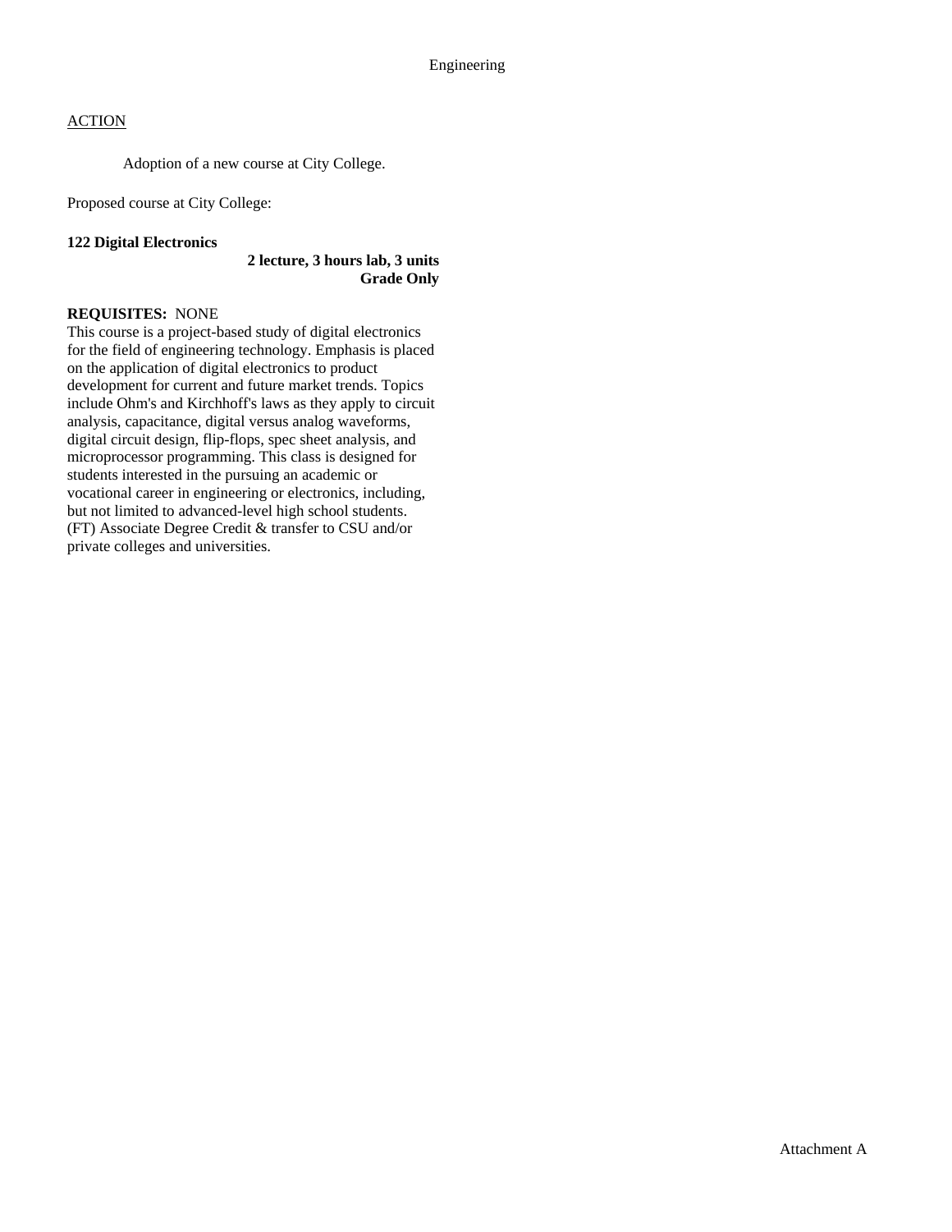Engineering

ACTION

Adoption of a new course at City College.

Proposed course at City College:

**122 Digital Electronics**

**2 lecture, 3 hours lab, 3 units**
**Grade Only**

**REQUISITES:** NONE
This course is a project-based study of digital electronics for the field of engineering technology. Emphasis is placed on the application of digital electronics to product development for current and future market trends. Topics include Ohm's and Kirchhoff's laws as they apply to circuit analysis, capacitance, digital versus analog waveforms, digital circuit design, flip-flops, spec sheet analysis, and microprocessor programming. This class is designed for students interested in the pursuing an academic or vocational career in engineering or electronics, including, but not limited to advanced-level high school students. (FT) Associate Degree Credit & transfer to CSU and/or private colleges and universities.

Attachment A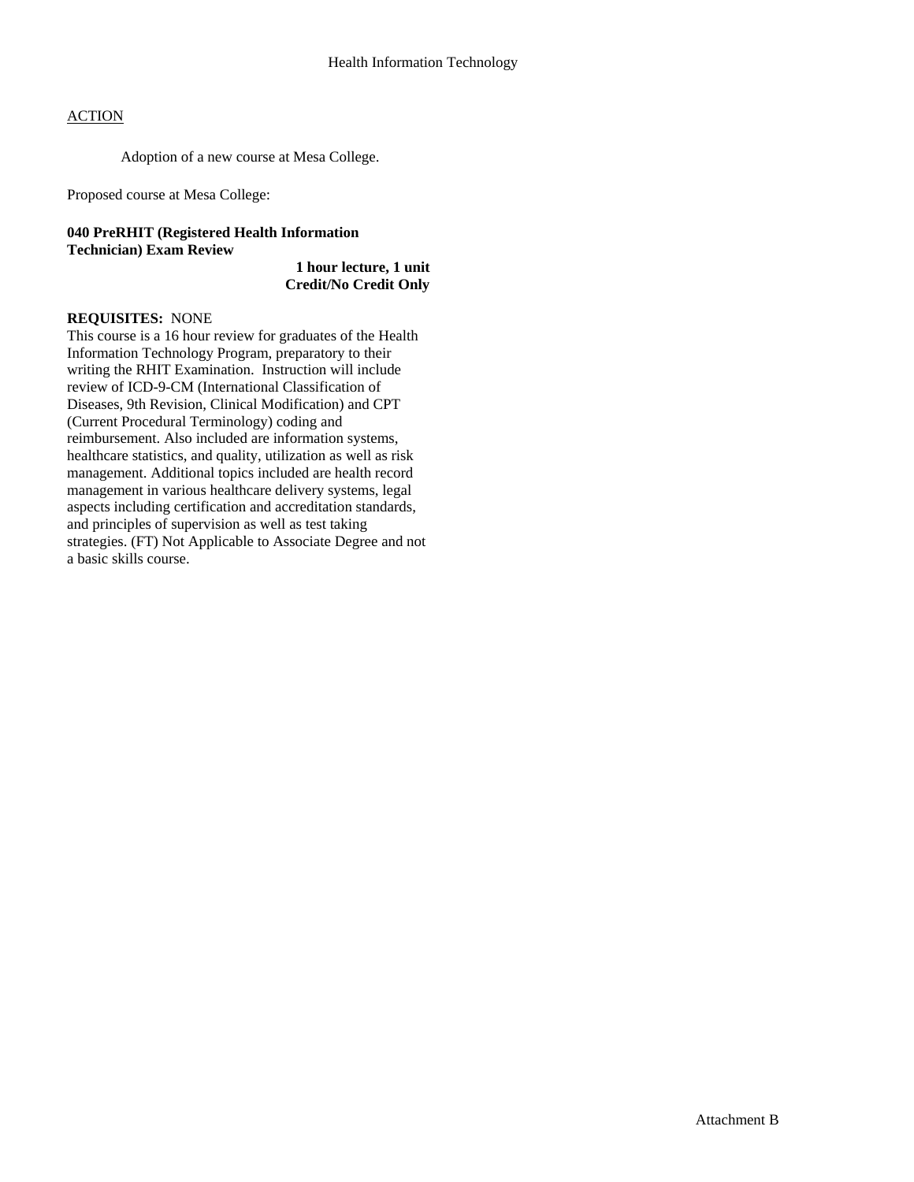Health Information Technology

ACTION

Adoption of a new course at Mesa College.

Proposed course at Mesa College:

**040 PreRHIT (Registered Health Information Technician) Exam Review**

**1 hour lecture, 1 unit**
**Credit/No Credit Only**

**REQUISITES:** NONE
This course is a 16 hour review for graduates of the Health Information Technology Program, preparatory to their writing the RHIT Examination. Instruction will include review of ICD-9-CM (International Classification of Diseases, 9th Revision, Clinical Modification) and CPT (Current Procedural Terminology) coding and reimbursement. Also included are information systems, healthcare statistics, and quality, utilization as well as risk management. Additional topics included are health record management in various healthcare delivery systems, legal aspects including certification and accreditation standards, and principles of supervision as well as test taking strategies. (FT) Not Applicable to Associate Degree and not a basic skills course.

Attachment B